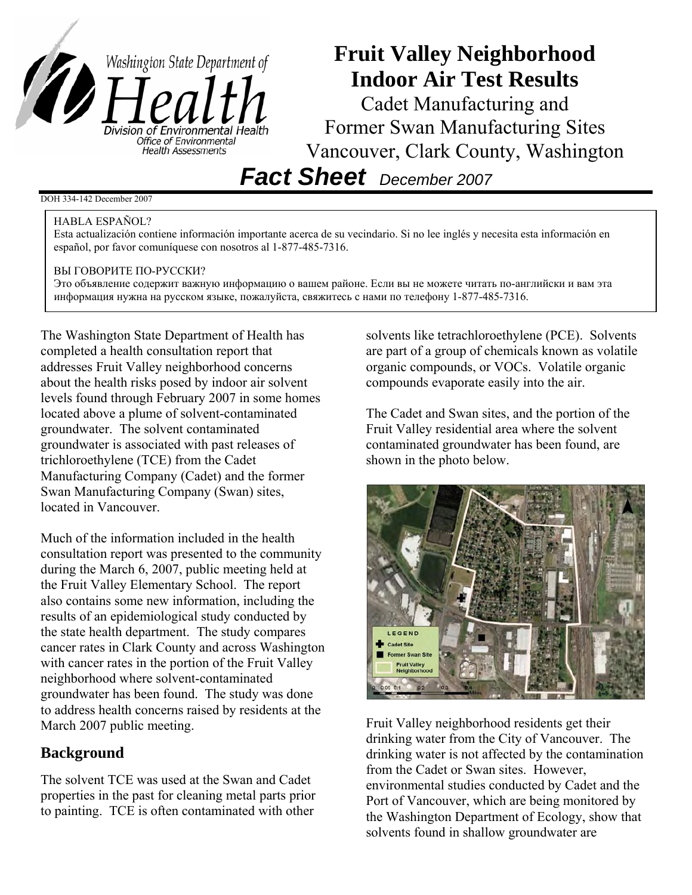# Fruit Valley Neighborhood Indoor Air Test Results

Cadet Manufacturing and Former Swan Manufacturing Sites
Vancouver, Clark County, Washington

## *Fact Sheet* *December 2007*

DOH 334-142 December 2007

> HABLA ESPAÑOL?
> Esta actualización contiene información importante acerca de su vecindario. Si no lee inglés y necesita esta información en español, por favor comuníquese con nosotros al 1-877-485-7316.
>
> ВЫ ГОВОРИТЕ ПО-РУССКИ?
> Это объявление содержит важную информацию о вашем районе. Если вы не можете читать по-английски и вам эта информация нужна на русском языке, пожалуйста, свяжитесь с нами по телефону 1-877-485-7316.

The Washington State Department of Health has completed a health consultation report that addresses Fruit Valley neighborhood concerns about the health risks posed by indoor air solvent levels found through February 2007 in some homes located above a plume of solvent-contaminated groundwater. The solvent contaminated groundwater is associated with past releases of trichloroethylene (TCE) from the Cadet Manufacturing Company (Cadet) and the former Swan Manufacturing Company (Swan) sites, located in Vancouver.

Much of the information included in the health consultation report was presented to the community during the March 6, 2007, public meeting held at the Fruit Valley Elementary School. The report also contains some new information, including the results of an epidemiological study conducted by the state health department. The study compares cancer rates in Clark County and across Washington with cancer rates in the portion of the Fruit Valley neighborhood where solvent-contaminated groundwater has been found. The study was done to address health concerns raised by residents at the March 2007 public meeting.

## Background

The solvent TCE was used at the Swan and Cadet properties in the past for cleaning metal parts prior to painting. TCE is often contaminated with other solvents like tetrachloroethylene (PCE). Solvents are part of a group of chemicals known as volatile organic compounds, or VOCs. Volatile organic compounds evaporate easily into the air.

The Cadet and Swan sites, and the portion of the Fruit Valley residential area where the solvent contaminated groundwater has been found, are shown in the photo below.

Fruit Valley neighborhood residents get their drinking water from the City of Vancouver. The drinking water is not affected by the contamination from the Cadet or Swan sites. However, environmental studies conducted by Cadet and the Port of Vancouver, which are being monitored by the Washington Department of Ecology, show that solvents found in shallow groundwater are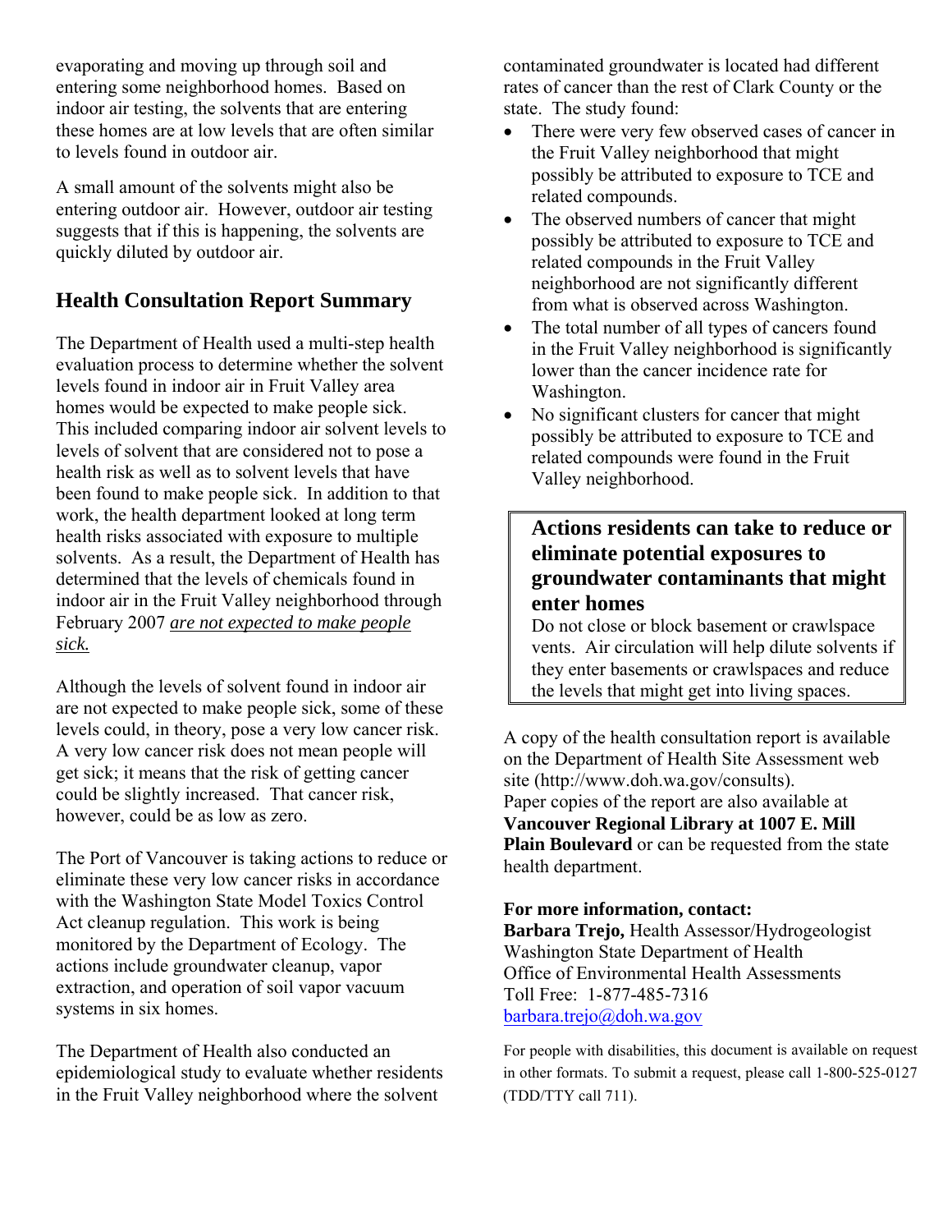evaporating and moving up through soil and entering some neighborhood homes. Based on indoor air testing, the solvents that are entering these homes are at low levels that are often similar to levels found in outdoor air.

A small amount of the solvents might also be entering outdoor air. However, outdoor air testing suggests that if this is happening, the solvents are quickly diluted by outdoor air.

## Health Consultation Report Summary

The Department of Health used a multi-step health evaluation process to determine whether the solvent levels found in indoor air in Fruit Valley area homes would be expected to make people sick. This included comparing indoor air solvent levels to levels of solvent that are considered not to pose a health risk as well as to solvent levels that have been found to make people sick. In addition to that work, the health department looked at long term health risks associated with exposure to multiple solvents. As a result, the Department of Health has determined that the levels of chemicals found in indoor air in the Fruit Valley neighborhood through February 2007 ***are not expected to make people sick.***

Although the levels of solvent found in indoor air are not expected to make people sick, some of these levels could, in theory, pose a very low cancer risk. A very low cancer risk does not mean people will get sick; it means that the risk of getting cancer could be slightly increased. That cancer risk, however, could be as low as zero.

The Port of Vancouver is taking actions to reduce or eliminate these very low cancer risks in accordance with the Washington State Model Toxics Control Act cleanup regulation. This work is being monitored by the Department of Ecology. The actions include groundwater cleanup, vapor extraction, and operation of soil vapor vacuum systems in six homes.

The Department of Health also conducted an epidemiological study to evaluate whether residents in the Fruit Valley neighborhood where the solvent contaminated groundwater is located had different rates of cancer than the rest of Clark County or the state. The study found:

- There were very few observed cases of cancer in the Fruit Valley neighborhood that might possibly be attributed to exposure to TCE and related compounds.
- The observed numbers of cancer that might possibly be attributed to exposure to TCE and related compounds in the Fruit Valley neighborhood are not significantly different from what is observed across Washington.
- The total number of all types of cancers found in the Fruit Valley neighborhood is significantly lower than the cancer incidence rate for Washington.
- No significant clusters for cancer that might possibly be attributed to exposure to TCE and related compounds were found in the Fruit Valley neighborhood.

### Actions residents can take to reduce or eliminate potential exposures to groundwater contaminants that might enter homes

Do not close or block basement or crawlspace vents. Air circulation will help dilute solvents if they enter basements or crawlspaces and reduce the levels that might get into living spaces.

A copy of the health consultation report is available on the Department of Health Site Assessment web site (http://www.doh.wa.gov/consults).
Paper copies of the report are also available at **Vancouver Regional Library at 1007 E. Mill Plain Boulevard** or can be requested from the state health department.

**For more information, contact:**
**Barbara Trejo,** Health Assessor/Hydrogeologist
Washington State Department of Health
Office of Environmental Health Assessments
Toll Free: 1-877-485-7316
barbara.trejo@doh.wa.gov

For people with disabilities, this document is available on request in other formats. To submit a request, please call 1-800-525-0127 (TDD/TTY call 711).